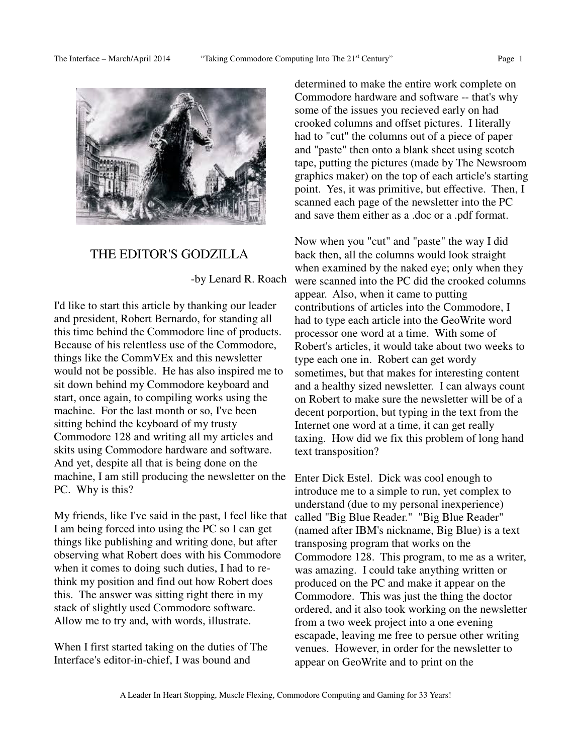# THE EDITOR'S GODZILLA

-by Lenard R. Roach

I'd like to start this article by thanking our leader and president, Robert Bernardo, for standing all this time behind the Commodore line of products. Because of his relentless use of the Commodore, things like the CommVEx and this newsletter would not be possible. He has also inspired me to sit down behind my Commodore keyboard and start, once again, to compiling works using the machine. For the last month or so, I've been sitting behind the keyboard of my trusty Commodore 128 and writing all my articles and skits using Commodore hardware and software. And yet, despite all that is being done on the machine, I am still producing the newsletter on the PC. Why is this?

My friends, like I've said in the past, I feel like that I am being forced into using the PC so I can get things like publishing and writing done, but after observing what Robert does with his Commodore when it comes to doing such duties, I had to re-think my position and find out how Robert does this. The answer was sitting right there in my stack of slightly used Commodore software. Allow me to try and, with words, illustrate.

When I first started taking on the duties of The Interface's editor-in-chief, I was bound and determined to make the entire work complete on Commodore hardware and software -- that's why some of the issues you recieved early on had crooked columns and offset pictures. I literally had to "cut" the columns out of a piece of paper and "paste" then onto a blank sheet using scotch tape, putting the pictures (made by The Newsroom graphics maker) on the top of each article's starting point. Yes, it was primitive, but effective. Then, I scanned each page of the newsletter into the PC and save them either as a .doc or a .pdf format.

Now when you "cut" and "paste" the way I did back then, all the columns would look straight when examined by the naked eye; only when they were scanned into the PC did the crooked columns appear. Also, when it came to putting contributions of articles into the Commodore, I had to type each article into the GeoWrite word processor one word at a time. With some of Robert's articles, it would take about two weeks to type each one in. Robert can get wordy sometimes, but that makes for interesting content and a healthy sized newsletter. I can always count on Robert to make sure the newsletter will be of a decent porportion, but typing in the text from the Internet one word at a time, it can get really taxing. How did we fix this problem of long hand text transposition?

Enter Dick Estel. Dick was cool enough to introduce me to a simple to run, yet complex to understand (due to my personal inexperience) called "Big Blue Reader." "Big Blue Reader" (named after IBM's nickname, Big Blue) is a text transposing program that works on the Commodore 128. This program, to me as a writer, was amazing. I could take anything written or produced on the PC and make it appear on the Commodore. This was just the thing the doctor ordered, and it also took working on the newsletter from a two week project into a one evening escapade, leaving me free to persue other writing venues. However, in order for the newsletter to appear on GeoWrite and to print on the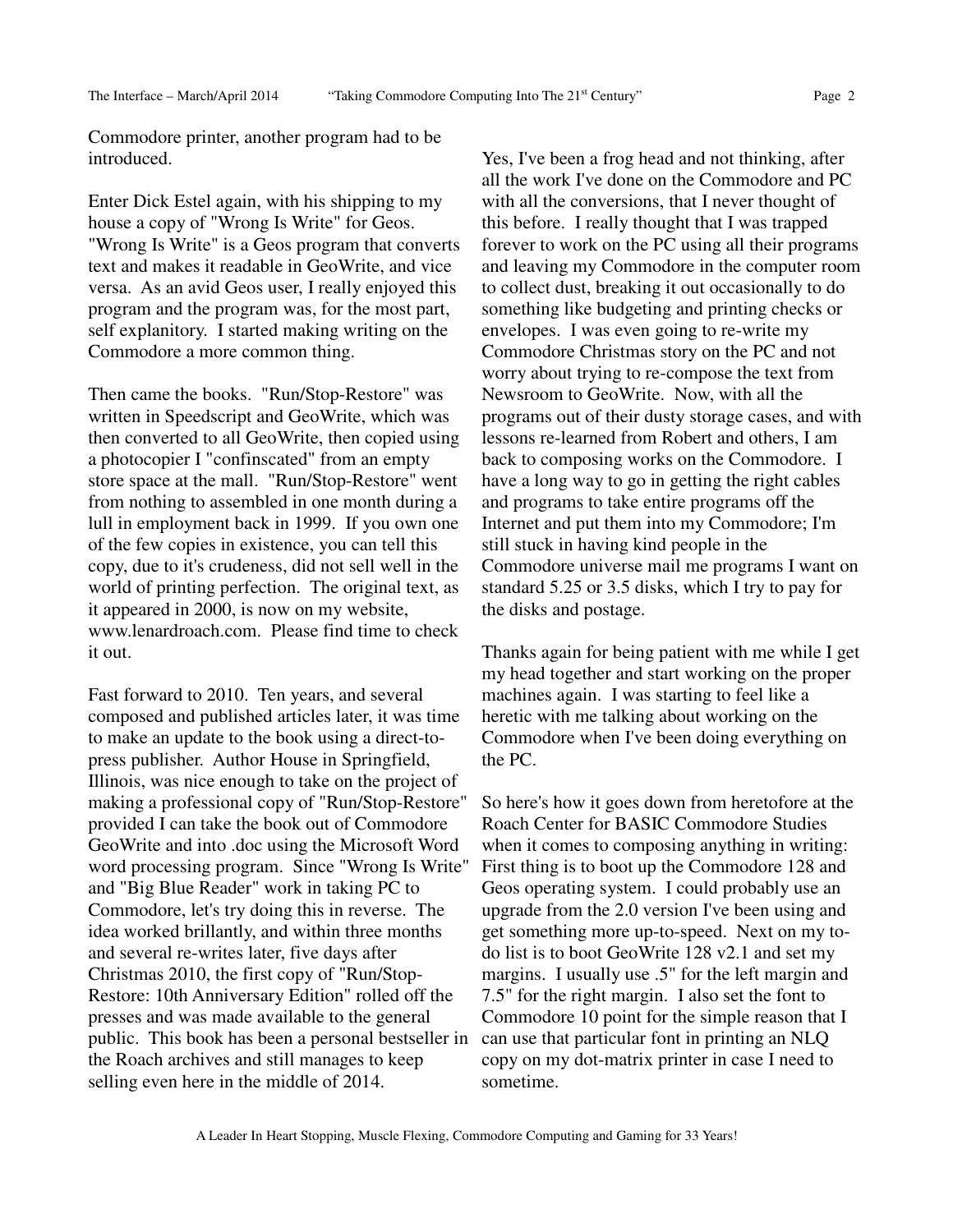Commodore printer, another program had to be introduced.

Enter Dick Estel again, with his shipping to my house a copy of "Wrong Is Write" for Geos. "Wrong Is Write" is a Geos program that converts text and makes it readable in GeoWrite, and vice versa. As an avid Geos user, I really enjoyed this program and the program was, for the most part, self explanitory. I started making writing on the Commodore a more common thing.

Then came the books. "Run/Stop-Restore" was written in Speedscript and GeoWrite, which was then converted to all GeoWrite, then copied using a photocopier I "confinscated" from an empty store space at the mall. "Run/Stop-Restore" went from nothing to assembled in one month during a lull in employment back in 1999. If you own one of the few copies in existence, you can tell this copy, due to it's crudeness, did not sell well in the world of printing perfection. The original text, as it appeared in 2000, is now on my website, www.lenardroach.com. Please find time to check it out.

Fast forward to 2010. Ten years, and several composed and published articles later, it was time to make an update to the book using a direct-to-press publisher. Author House in Springfield, Illinois, was nice enough to take on the project of making a professional copy of "Run/Stop-Restore" provided I can take the book out of Commodore GeoWrite and into .doc using the Microsoft Word word processing program. Since "Wrong Is Write" and "Big Blue Reader" work in taking PC to Commodore, let's try doing this in reverse. The idea worked brillantly, and within three months and several re-writes later, five days after Christmas 2010, the first copy of "Run/Stop-Restore: 10th Anniversary Edition" rolled off the presses and was made available to the general public. This book has been a personal bestseller in the Roach archives and still manages to keep selling even here in the middle of 2014.

Yes, I've been a frog head and not thinking, after all the work I've done on the Commodore and PC with all the conversions, that I never thought of this before. I really thought that I was trapped forever to work on the PC using all their programs and leaving my Commodore in the computer room to collect dust, breaking it out occasionally to do something like budgeting and printing checks or envelopes. I was even going to re-write my Commodore Christmas story on the PC and not worry about trying to re-compose the text from Newsroom to GeoWrite. Now, with all the programs out of their dusty storage cases, and with lessons re-learned from Robert and others, I am back to composing works on the Commodore. I have a long way to go in getting the right cables and programs to take entire programs off the Internet and put them into my Commodore; I'm still stuck in having kind people in the Commodore universe mail me programs I want on standard 5.25 or 3.5 disks, which I try to pay for the disks and postage.

Thanks again for being patient with me while I get my head together and start working on the proper machines again. I was starting to feel like a heretic with me talking about working on the Commodore when I've been doing everything on the PC.

So here's how it goes down from heretofore at the Roach Center for BASIC Commodore Studies when it comes to composing anything in writing: First thing is to boot up the Commodore 128 and Geos operating system. I could probably use an upgrade from the 2.0 version I've been using and get something more up-to-speed. Next on my to-do list is to boot GeoWrite 128 v2.1 and set my margins. I usually use .5" for the left margin and 7.5" for the right margin. I also set the font to Commodore 10 point for the simple reason that I can use that particular font in printing an NLQ copy on my dot-matrix printer in case I need to sometime.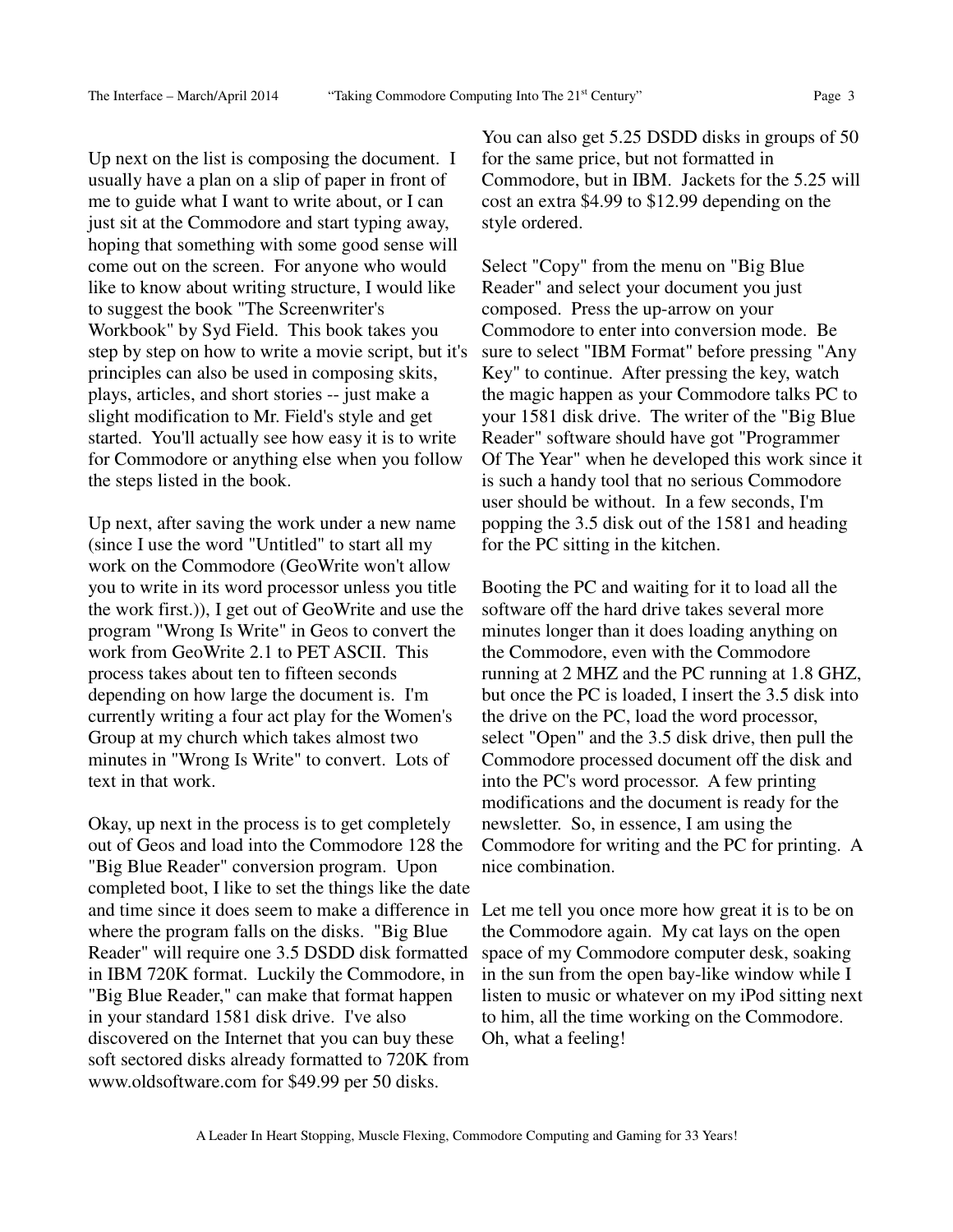Up next on the list is composing the document. I usually have a plan on a slip of paper in front of me to guide what I want to write about, or I can just sit at the Commodore and start typing away, hoping that something with some good sense will come out on the screen. For anyone who would like to know about writing structure, I would like to suggest the book "The Screenwriter's Workbook" by Syd Field. This book takes you step by step on how to write a movie script, but it's principles can also be used in composing skits, plays, articles, and short stories -- just make a slight modification to Mr. Field's style and get started. You'll actually see how easy it is to write for Commodore or anything else when you follow the steps listed in the book.

Up next, after saving the work under a new name (since I use the word "Untitled" to start all my work on the Commodore (GeoWrite won't allow you to write in its word processor unless you title the work first.)), I get out of GeoWrite and use the program "Wrong Is Write" in Geos to convert the work from GeoWrite 2.1 to PET ASCII. This process takes about ten to fifteen seconds depending on how large the document is. I'm currently writing a four act play for the Women's Group at my church which takes almost two minutes in "Wrong Is Write" to convert. Lots of text in that work.

Okay, up next in the process is to get completely out of Geos and load into the Commodore 128 the "Big Blue Reader" conversion program. Upon completed boot, I like to set the things like the date and time since it does seem to make a difference in where the program falls on the disks. "Big Blue Reader" will require one 3.5 DSDD disk formatted in IBM 720K format. Luckily the Commodore, in "Big Blue Reader," can make that format happen in your standard 1581 disk drive. I've also discovered on the Internet that you can buy these soft sectored disks already formatted to 720K from www.oldsoftware.com for $49.99 per 50 disks. You can also get 5.25 DSDD disks in groups of 50 for the same price, but not formatted in Commodore, but in IBM. Jackets for the 5.25 will cost an extra $4.99 to $12.99 depending on the style ordered.

Select "Copy" from the menu on "Big Blue Reader" and select your document you just composed. Press the up-arrow on your Commodore to enter into conversion mode. Be sure to select "IBM Format" before pressing "Any Key" to continue. After pressing the key, watch the magic happen as your Commodore talks PC to your 1581 disk drive. The writer of the "Big Blue Reader" software should have got "Programmer Of The Year" when he developed this work since it is such a handy tool that no serious Commodore user should be without. In a few seconds, I'm popping the 3.5 disk out of the 1581 and heading for the PC sitting in the kitchen.

Booting the PC and waiting for it to load all the software off the hard drive takes several more minutes longer than it does loading anything on the Commodore, even with the Commodore running at 2 MHZ and the PC running at 1.8 GHZ, but once the PC is loaded, I insert the 3.5 disk into the drive on the PC, load the word processor, select "Open" and the 3.5 disk drive, then pull the Commodore processed document off the disk and into the PC's word processor. A few printing modifications and the document is ready for the newsletter. So, in essence, I am using the Commodore for writing and the PC for printing. A nice combination.

Let me tell you once more how great it is to be on the Commodore again. My cat lays on the open space of my Commodore computer desk, soaking in the sun from the open bay-like window while I listen to music or whatever on my iPod sitting next to him, all the time working on the Commodore. Oh, what a feeling!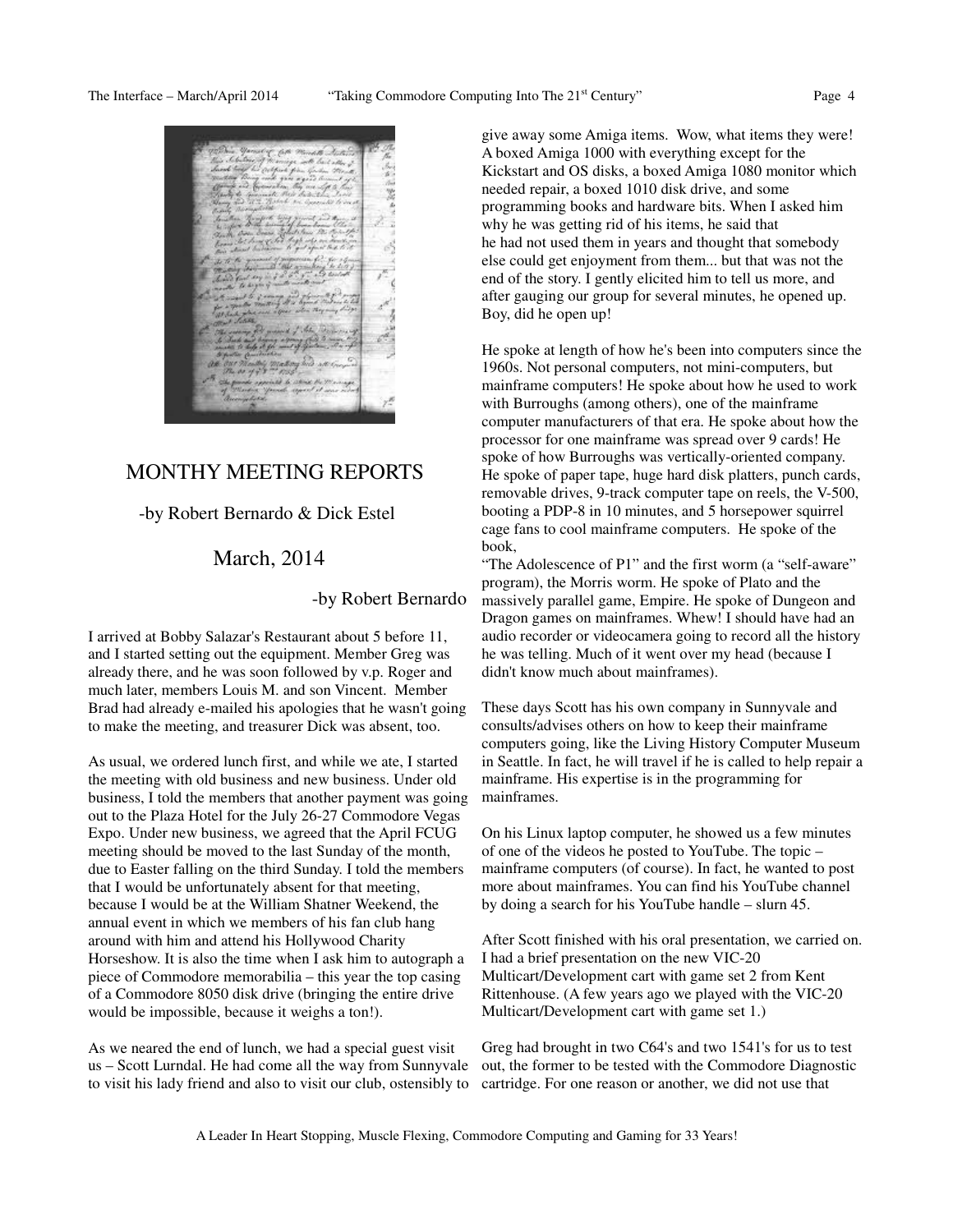## MONTHY MEETING REPORTS

-by Robert Bernardo & Dick Estel

### March, 2014

-by Robert Bernardo

I arrived at Bobby Salazar's Restaurant about 5 before 11, and I started setting out the equipment. Member Greg was already there, and he was soon followed by v.p. Roger and much later, members Louis M. and son Vincent. Member Brad had already e-mailed his apologies that he wasn't going to make the meeting, and treasurer Dick was absent, too.

As usual, we ordered lunch first, and while we ate, I started the meeting with old business and new business. Under old business, I told the members that another payment was going out to the Plaza Hotel for the July 26-27 Commodore Vegas Expo. Under new business, we agreed that the April FCUG meeting should be moved to the last Sunday of the month, due to Easter falling on the third Sunday. I told the members that I would be unfortunately absent for that meeting, because I would be at the William Shatner Weekend, the annual event in which we members of his fan club hang around with him and attend his Hollywood Charity Horseshow. It is also the time when I ask him to autograph a piece of Commodore memorabilia – this year the top casing of a Commodore 8050 disk drive (bringing the entire drive would be impossible, because it weighs a ton!).

As we neared the end of lunch, we had a special guest visit us – Scott Lurndal. He had come all the way from Sunnyvale to visit his lady friend and also to visit our club, ostensibly to give away some Amiga items. Wow, what items they were! A boxed Amiga 1000 with everything except for the Kickstart and OS disks, a boxed Amiga 1080 monitor which needed repair, a boxed 1010 disk drive, and some programming books and hardware bits. When I asked him why he was getting rid of his items, he said that he had not used them in years and thought that somebody else could get enjoyment from them... but that was not the end of the story. I gently elicited him to tell us more, and after gauging our group for several minutes, he opened up. Boy, did he open up!

He spoke at length of how he's been into computers since the 1960s. Not personal computers, not mini-computers, but mainframe computers! He spoke about how he used to work with Burroughs (among others), one of the mainframe computer manufacturers of that era. He spoke about how the processor for one mainframe was spread over 9 cards! He spoke of how Burroughs was vertically-oriented company. He spoke of paper tape, huge hard disk platters, punch cards, removable drives, 9-track computer tape on reels, the V-500, booting a PDP-8 in 10 minutes, and 5 horsepower squirrel cage fans to cool mainframe computers. He spoke of the book, "The Adolescence of P1" and the first worm (a "self-aware" program), the Morris worm. He spoke of Plato and the massively parallel game, Empire. He spoke of Dungeon and Dragon games on mainframes. Whew! I should have had an audio recorder or videocamera going to record all the history he was telling. Much of it went over my head (because I didn't know much about mainframes).

These days Scott has his own company in Sunnyvale and consults/advises others on how to keep their mainframe computers going, like the Living History Computer Museum in Seattle. In fact, he will travel if he is called to help repair a mainframe. His expertise is in the programming for mainframes.

On his Linux laptop computer, he showed us a few minutes of one of the videos he posted to YouTube. The topic – mainframe computers (of course). In fact, he wanted to post more about mainframes. You can find his YouTube channel by doing a search for his YouTube handle – slurn 45.

After Scott finished with his oral presentation, we carried on. I had a brief presentation on the new VIC-20 Multicart/Development cart with game set 2 from Kent Rittenhouse. (A few years ago we played with the VIC-20 Multicart/Development cart with game set 1.)

Greg had brought in two C64's and two 1541's for us to test out, the former to be tested with the Commodore Diagnostic cartridge. For one reason or another, we did not use that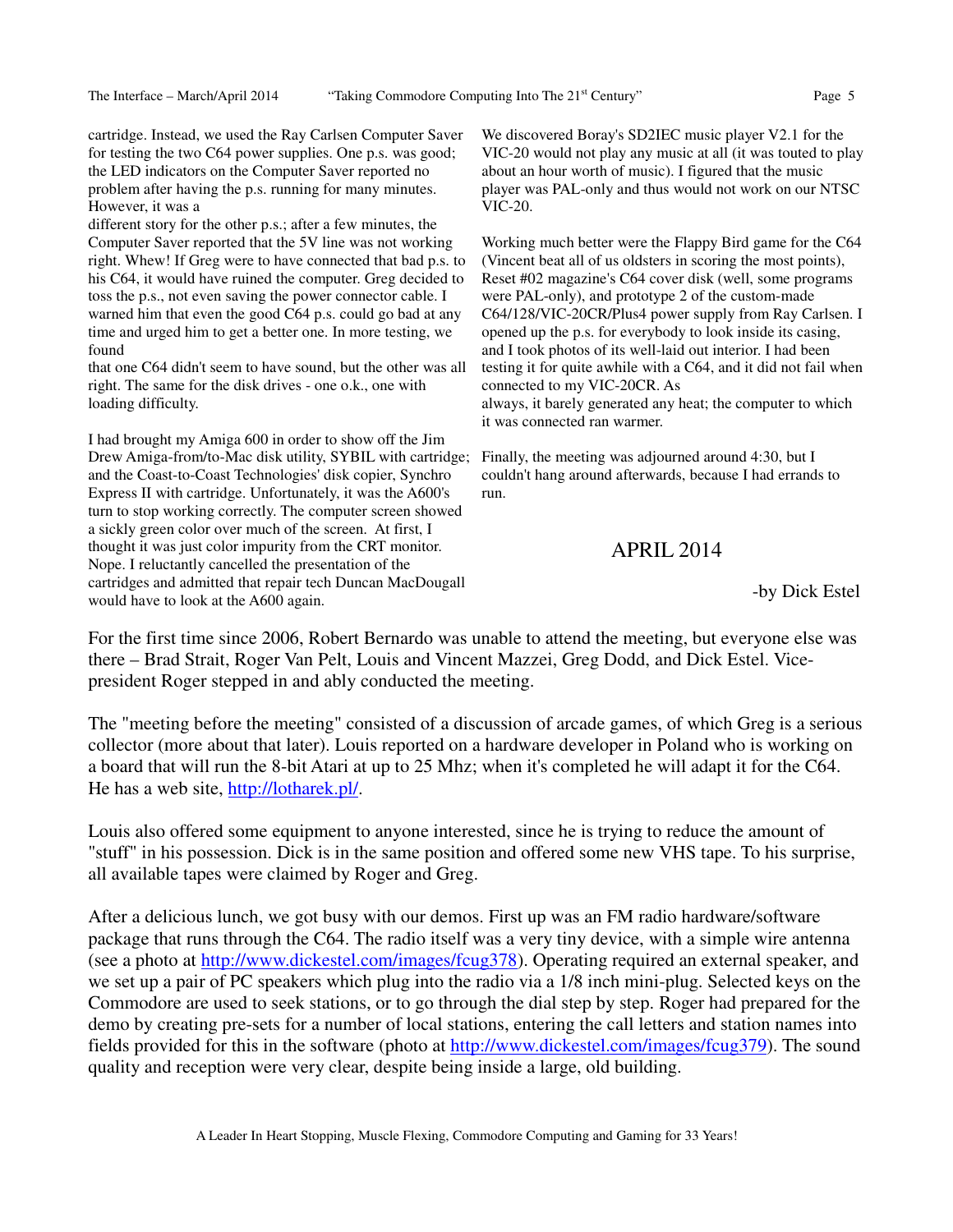cartridge. Instead, we used the Ray Carlsen Computer Saver for testing the two C64 power supplies. One p.s. was good; the LED indicators on the Computer Saver reported no problem after having the p.s. running for many minutes. However, it was a different story for the other p.s.; after a few minutes, the Computer Saver reported that the 5V line was not working right. Whew! If Greg were to have connected that bad p.s. to his C64, it would have ruined the computer. Greg decided to toss the p.s., not even saving the power connector cable. I warned him that even the good C64 p.s. could go bad at any time and urged him to get a better one. In more testing, we found that one C64 didn't seem to have sound, but the other was all right. The same for the disk drives - one o.k., one with loading difficulty.

I had brought my Amiga 600 in order to show off the Jim Drew Amiga-from/to-Mac disk utility, SYBIL with cartridge; and the Coast-to-Coast Technologies' disk copier, Synchro Express II with cartridge. Unfortunately, it was the A600's turn to stop working correctly. The computer screen showed a sickly green color over much of the screen. At first, I thought it was just color impurity from the CRT monitor. Nope. I reluctantly cancelled the presentation of the cartridges and admitted that repair tech Duncan MacDougall would have to look at the A600 again.

We discovered Boray's SD2IEC music player V2.1 for the VIC-20 would not play any music at all (it was touted to play about an hour worth of music). I figured that the music player was PAL-only and thus would not work on our NTSC VIC-20.

Working much better were the Flappy Bird game for the C64 (Vincent beat all of us oldsters in scoring the most points), Reset #02 magazine's C64 cover disk (well, some programs were PAL-only), and prototype 2 of the custom-made C64/128/VIC-20CR/Plus4 power supply from Ray Carlsen. I opened up the p.s. for everybody to look inside its casing, and I took photos of its well-laid out interior. I had been testing it for quite awhile with a C64, and it did not fail when connected to my VIC-20CR. As always, it barely generated any heat; the computer to which it was connected ran warmer.

Finally, the meeting was adjourned around 4:30, but I couldn't hang around afterwards, because I had errands to run.

## APRIL 2014

-by Dick Estel

For the first time since 2006, Robert Bernardo was unable to attend the meeting, but everyone else was there – Brad Strait, Roger Van Pelt, Louis and Vincent Mazzei, Greg Dodd, and Dick Estel. Vice-president Roger stepped in and ably conducted the meeting.

The "meeting before the meeting" consisted of a discussion of arcade games, of which Greg is a serious collector (more about that later). Louis reported on a hardware developer in Poland who is working on a board that will run the 8-bit Atari at up to 25 Mhz; when it's completed he will adapt it for the C64. He has a web site, http://lotharek.pl/.

Louis also offered some equipment to anyone interested, since he is trying to reduce the amount of "stuff" in his possession. Dick is in the same position and offered some new VHS tape. To his surprise, all available tapes were claimed by Roger and Greg.

After a delicious lunch, we got busy with our demos. First up was an FM radio hardware/software package that runs through the C64. The radio itself was a very tiny device, with a simple wire antenna (see a photo at http://www.dickestel.com/images/fcug378). Operating required an external speaker, and we set up a pair of PC speakers which plug into the radio via a 1/8 inch mini-plug. Selected keys on the Commodore are used to seek stations, or to go through the dial step by step. Roger had prepared for the demo by creating pre-sets for a number of local stations, entering the call letters and station names into fields provided for this in the software (photo at http://www.dickestel.com/images/fcug379). The sound quality and reception were very clear, despite being inside a large, old building.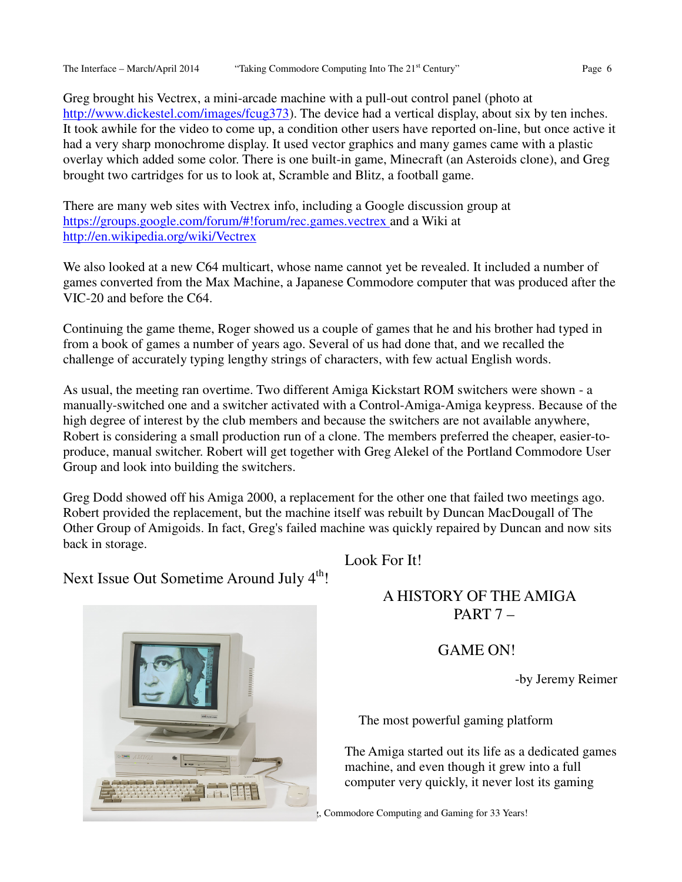Greg brought his Vectrex, a mini-arcade machine with a pull-out control panel (photo at http://www.dickestel.com/images/fcug373). The device had a vertical display, about six by ten inches. It took awhile for the video to come up, a condition other users have reported on-line, but once active it had a very sharp monochrome display. It used vector graphics and many games came with a plastic overlay which added some color. There is one built-in game, Minecraft (an Asteroids clone), and Greg brought two cartridges for us to look at, Scramble and Blitz, a football game.

There are many web sites with Vectrex info, including a Google discussion group at https://groups.google.com/forum/#!forum/rec.games.vectrex and a Wiki at http://en.wikipedia.org/wiki/Vectrex

We also looked at a new C64 multicart, whose name cannot yet be revealed. It included a number of games converted from the Max Machine, a Japanese Commodore computer that was produced after the VIC-20 and before the C64.

Continuing the game theme, Roger showed us a couple of games that he and his brother had typed in from a book of games a number of years ago. Several of us had done that, and we recalled the challenge of accurately typing lengthy strings of characters, with few actual English words.

As usual, the meeting ran overtime. Two different Amiga Kickstart ROM switchers were shown - a manually-switched one and a switcher activated with a Control-Amiga-Amiga keypress. Because of the high degree of interest by the club members and because the switchers are not available anywhere, Robert is considering a small production run of a clone. The members preferred the cheaper, easier-to-produce, manual switcher. Robert will get together with Greg Alekel of the Portland Commodore User Group and look into building the switchers.

Greg Dodd showed off his Amiga 2000, a replacement for the other one that failed two meetings ago. Robert provided the replacement, but the machine itself was rebuilt by Duncan MacDougall of The Other Group of Amigoids. In fact, Greg's failed machine was quickly repaired by Duncan and now sits back in storage.

Next Issue Out Sometime Around July 4th!

Look For It!

## A HISTORY OF THE AMIGA PART 7 –

## GAME ON!

-by Jeremy Reimer

### The most powerful gaming platform

The Amiga started out its life as a dedicated games machine, and even though it grew into a full computer very quickly, it never lost its gaming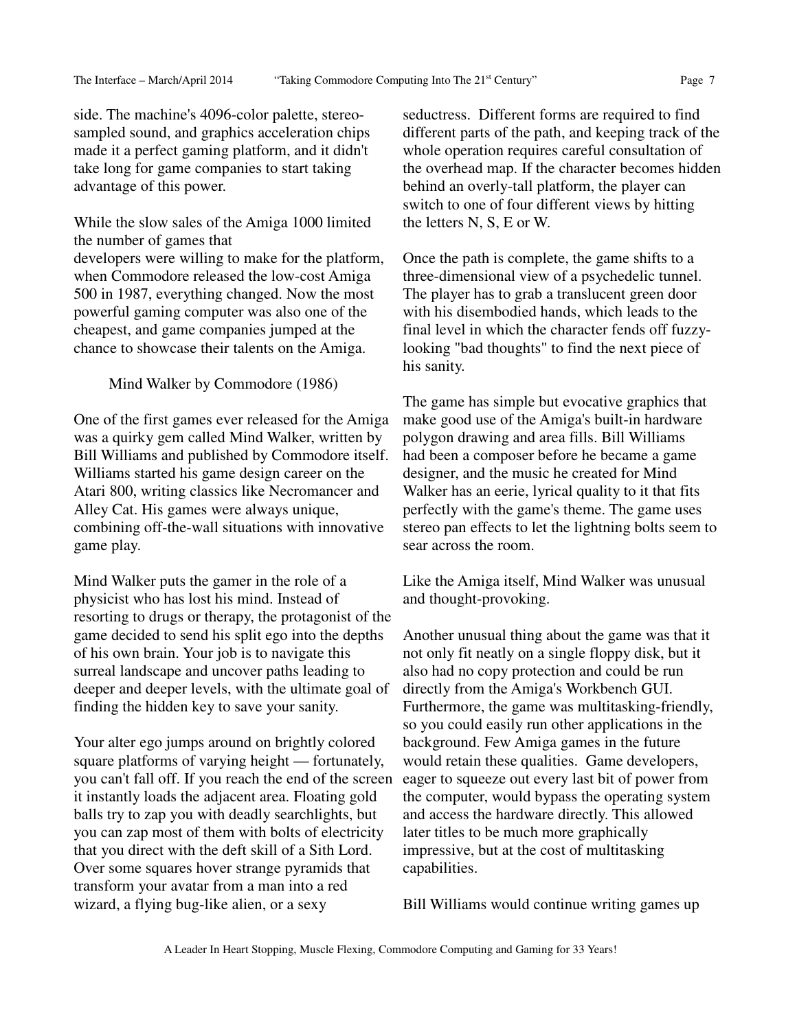side. The machine's 4096-color palette, stereo-sampled sound, and graphics acceleration chips made it a perfect gaming platform, and it didn't take long for game companies to start taking advantage of this power.

While the slow sales of the Amiga 1000 limited the number of games that developers were willing to make for the platform, when Commodore released the low-cost Amiga 500 in 1987, everything changed. Now the most powerful gaming computer was also one of the cheapest, and game companies jumped at the chance to showcase their talents on the Amiga.

### Mind Walker by Commodore (1986)

One of the first games ever released for the Amiga was a quirky gem called Mind Walker, written by Bill Williams and published by Commodore itself. Williams started his game design career on the Atari 800, writing classics like Necromancer and Alley Cat. His games were always unique, combining off-the-wall situations with innovative game play.

Mind Walker puts the gamer in the role of a physicist who has lost his mind. Instead of resorting to drugs or therapy, the protagonist of the game decided to send his split ego into the depths of his own brain. Your job is to navigate this surreal landscape and uncover paths leading to deeper and deeper levels, with the ultimate goal of finding the hidden key to save your sanity.

Your alter ego jumps around on brightly colored square platforms of varying height — fortunately, you can't fall off. If you reach the end of the screen it instantly loads the adjacent area. Floating gold balls try to zap you with deadly searchlights, but you can zap most of them with bolts of electricity that you direct with the deft skill of a Sith Lord. Over some squares hover strange pyramids that transform your avatar from a man into a red wizard, a flying bug-like alien, or a sexy seductress. Different forms are required to find different parts of the path, and keeping track of the whole operation requires careful consultation of the overhead map. If the character becomes hidden behind an overly-tall platform, the player can switch to one of four different views by hitting the letters N, S, E or W.

Once the path is complete, the game shifts to a three-dimensional view of a psychedelic tunnel. The player has to grab a translucent green door with his disembodied hands, which leads to the final level in which the character fends off fuzzy-looking "bad thoughts" to find the next piece of his sanity.

The game has simple but evocative graphics that make good use of the Amiga's built-in hardware polygon drawing and area fills. Bill Williams had been a composer before he became a game designer, and the music he created for Mind Walker has an eerie, lyrical quality to it that fits perfectly with the game's theme. The game uses stereo pan effects to let the lightning bolts seem to sear across the room.

Like the Amiga itself, Mind Walker was unusual and thought-provoking.

Another unusual thing about the game was that it not only fit neatly on a single floppy disk, but it also had no copy protection and could be run directly from the Amiga's Workbench GUI. Furthermore, the game was multitasking-friendly, so you could easily run other applications in the background. Few Amiga games in the future would retain these qualities. Game developers, eager to squeeze out every last bit of power from the computer, would bypass the operating system and access the hardware directly. This allowed later titles to be much more graphically impressive, but at the cost of multitasking capabilities.

Bill Williams would continue writing games up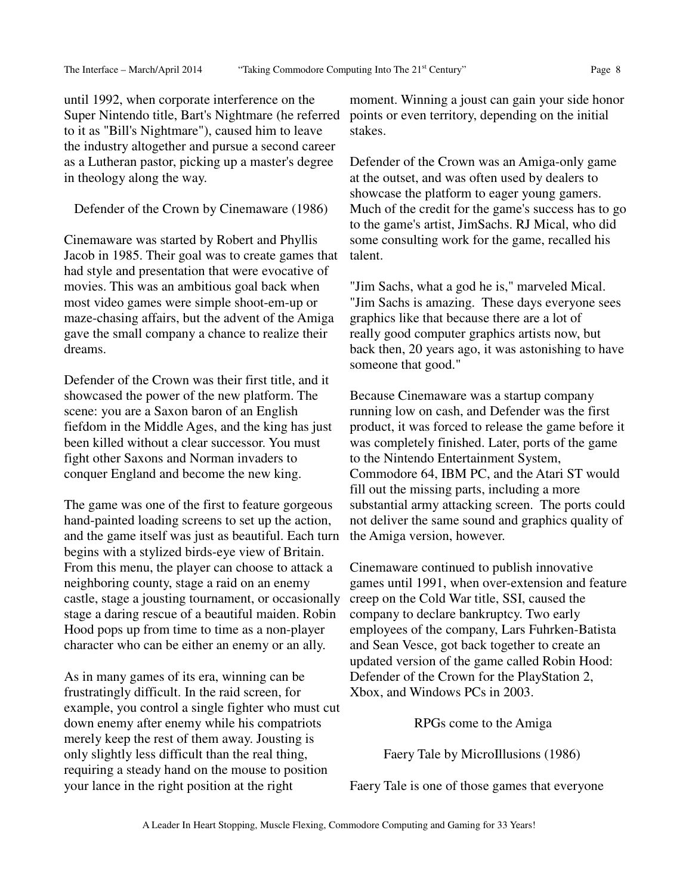until 1992, when corporate interference on the Super Nintendo title, Bart's Nightmare (he referred to it as "Bill's Nightmare"), caused him to leave the industry altogether and pursue a second career as a Lutheran pastor, picking up a master's degree in theology along the way.

## Defender of the Crown by Cinemaware (1986)

Cinemaware was started by Robert and Phyllis Jacob in 1985. Their goal was to create games that had style and presentation that were evocative of movies. This was an ambitious goal back when most video games were simple shoot-em-up or maze-chasing affairs, but the advent of the Amiga gave the small company a chance to realize their dreams.

Defender of the Crown was their first title, and it showcased the power of the new platform. The scene: you are a Saxon baron of an English fiefdom in the Middle Ages, and the king has just been killed without a clear successor. You must fight other Saxons and Norman invaders to conquer England and become the new king.

The game was one of the first to feature gorgeous hand-painted loading screens to set up the action, and the game itself was just as beautiful. Each turn begins with a stylized birds-eye view of Britain. From this menu, the player can choose to attack a neighboring county, stage a raid on an enemy castle, stage a jousting tournament, or occasionally stage a daring rescue of a beautiful maiden. Robin Hood pops up from time to time as a non-player character who can be either an enemy or an ally.

As in many games of its era, winning can be frustratingly difficult. In the raid screen, for example, you control a single fighter who must cut down enemy after enemy while his compatriots merely keep the rest of them away. Jousting is only slightly less difficult than the real thing, requiring a steady hand on the mouse to position your lance in the right position at the right moment. Winning a joust can gain your side honor points or even territory, depending on the initial stakes.

Defender of the Crown was an Amiga-only game at the outset, and was often used by dealers to showcase the platform to eager young gamers. Much of the credit for the game's success has to go to the game's artist, JimSachs. RJ Mical, who did some consulting work for the game, recalled his talent.

"Jim Sachs, what a god he is," marveled Mical. "Jim Sachs is amazing. These days everyone sees graphics like that because there are a lot of really good computer graphics artists now, but back then, 20 years ago, it was astonishing to have someone that good."

Because Cinemaware was a startup company running low on cash, and Defender was the first product, it was forced to release the game before it was completely finished. Later, ports of the game to the Nintendo Entertainment System, Commodore 64, IBM PC, and the Atari ST would fill out the missing parts, including a more substantial army attacking screen. The ports could not deliver the same sound and graphics quality of the Amiga version, however.

Cinemaware continued to publish innovative games until 1991, when over-extension and feature creep on the Cold War title, SSI, caused the company to declare bankruptcy. Two early employees of the company, Lars Fuhrken-Batista and Sean Vesce, got back together to create an updated version of the game called Robin Hood: Defender of the Crown for the PlayStation 2, Xbox, and Windows PCs in 2003.

## RPGs come to the Amiga

## Faery Tale by MicroIllusions (1986)

Faery Tale is one of those games that everyone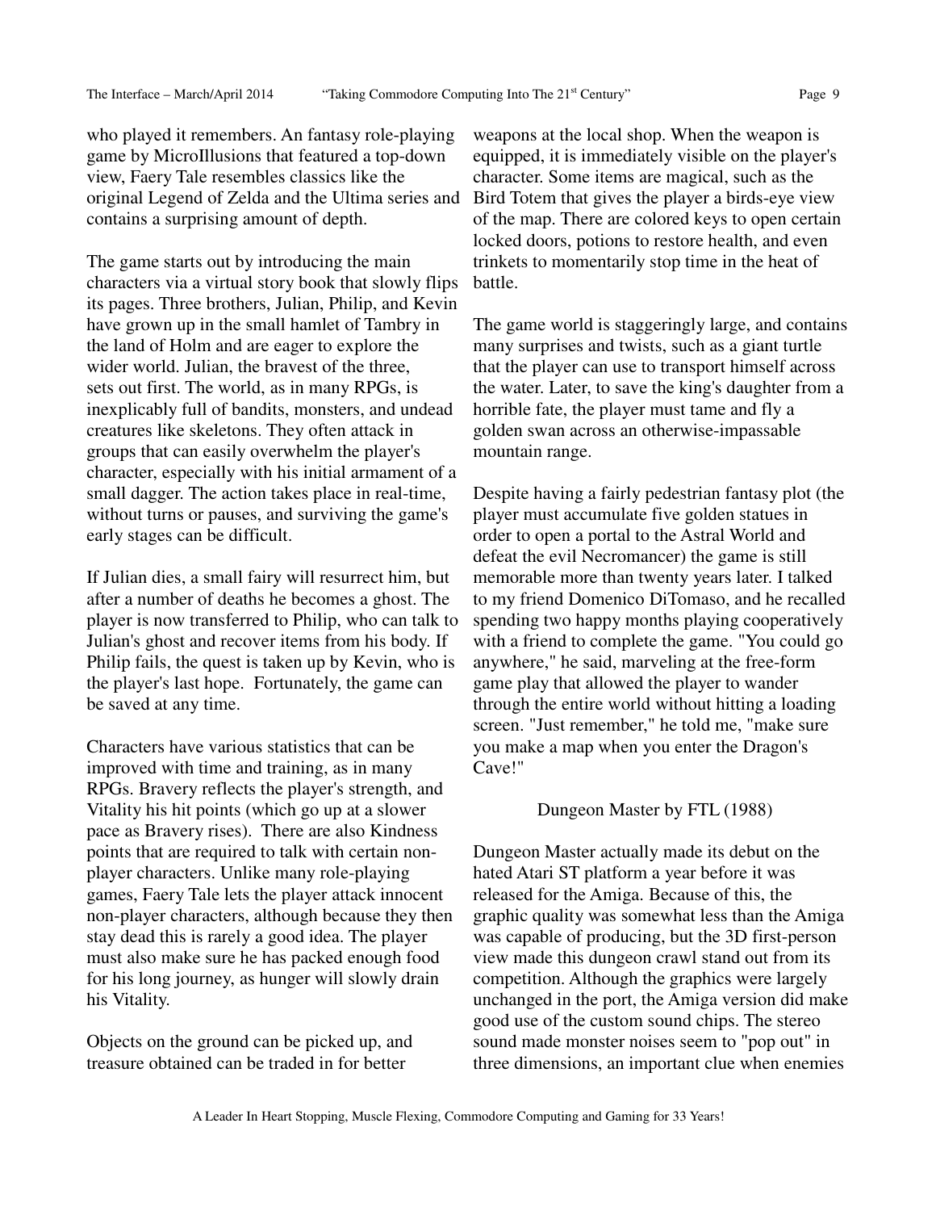who played it remembers. An fantasy role-playing game by MicroIllusions that featured a top-down view, Faery Tale resembles classics like the original Legend of Zelda and the Ultima series and contains a surprising amount of depth.

The game starts out by introducing the main characters via a virtual story book that slowly flips its pages. Three brothers, Julian, Philip, and Kevin have grown up in the small hamlet of Tambry in the land of Holm and are eager to explore the wider world. Julian, the bravest of the three, sets out first. The world, as in many RPGs, is inexplicably full of bandits, monsters, and undead creatures like skeletons. They often attack in groups that can easily overwhelm the player's character, especially with his initial armament of a small dagger. The action takes place in real-time, without turns or pauses, and surviving the game's early stages can be difficult.

If Julian dies, a small fairy will resurrect him, but after a number of deaths he becomes a ghost. The player is now transferred to Philip, who can talk to Julian's ghost and recover items from his body. If Philip fails, the quest is taken up by Kevin, who is the player's last hope. Fortunately, the game can be saved at any time.

Characters have various statistics that can be improved with time and training, as in many RPGs. Bravery reflects the player's strength, and Vitality his hit points (which go up at a slower pace as Bravery rises). There are also Kindness points that are required to talk with certain non-player characters. Unlike many role-playing games, Faery Tale lets the player attack innocent non-player characters, although because they then stay dead this is rarely a good idea. The player must also make sure he has packed enough food for his long journey, as hunger will slowly drain his Vitality.

Objects on the ground can be picked up, and treasure obtained can be traded in for better weapons at the local shop. When the weapon is equipped, it is immediately visible on the player's character. Some items are magical, such as the Bird Totem that gives the player a birds-eye view of the map. There are colored keys to open certain locked doors, potions to restore health, and even trinkets to momentarily stop time in the heat of battle.

The game world is staggeringly large, and contains many surprises and twists, such as a giant turtle that the player can use to transport himself across the water. Later, to save the king's daughter from a horrible fate, the player must tame and fly a golden swan across an otherwise-impassable mountain range.

Despite having a fairly pedestrian fantasy plot (the player must accumulate five golden statues in order to open a portal to the Astral World and defeat the evil Necromancer) the game is still memorable more than twenty years later. I talked to my friend Domenico DiTomaso, and he recalled spending two happy months playing cooperatively with a friend to complete the game. "You could go anywhere," he said, marveling at the free-form game play that allowed the player to wander through the entire world without hitting a loading screen. "Just remember," he told me, "make sure you make a map when you enter the Dragon's Cave!"

### Dungeon Master by FTL (1988)

Dungeon Master actually made its debut on the hated Atari ST platform a year before it was released for the Amiga. Because of this, the graphic quality was somewhat less than the Amiga was capable of producing, but the 3D first-person view made this dungeon crawl stand out from its competition. Although the graphics were largely unchanged in the port, the Amiga version did make good use of the custom sound chips. The stereo sound made monster noises seem to "pop out" in three dimensions, an important clue when enemies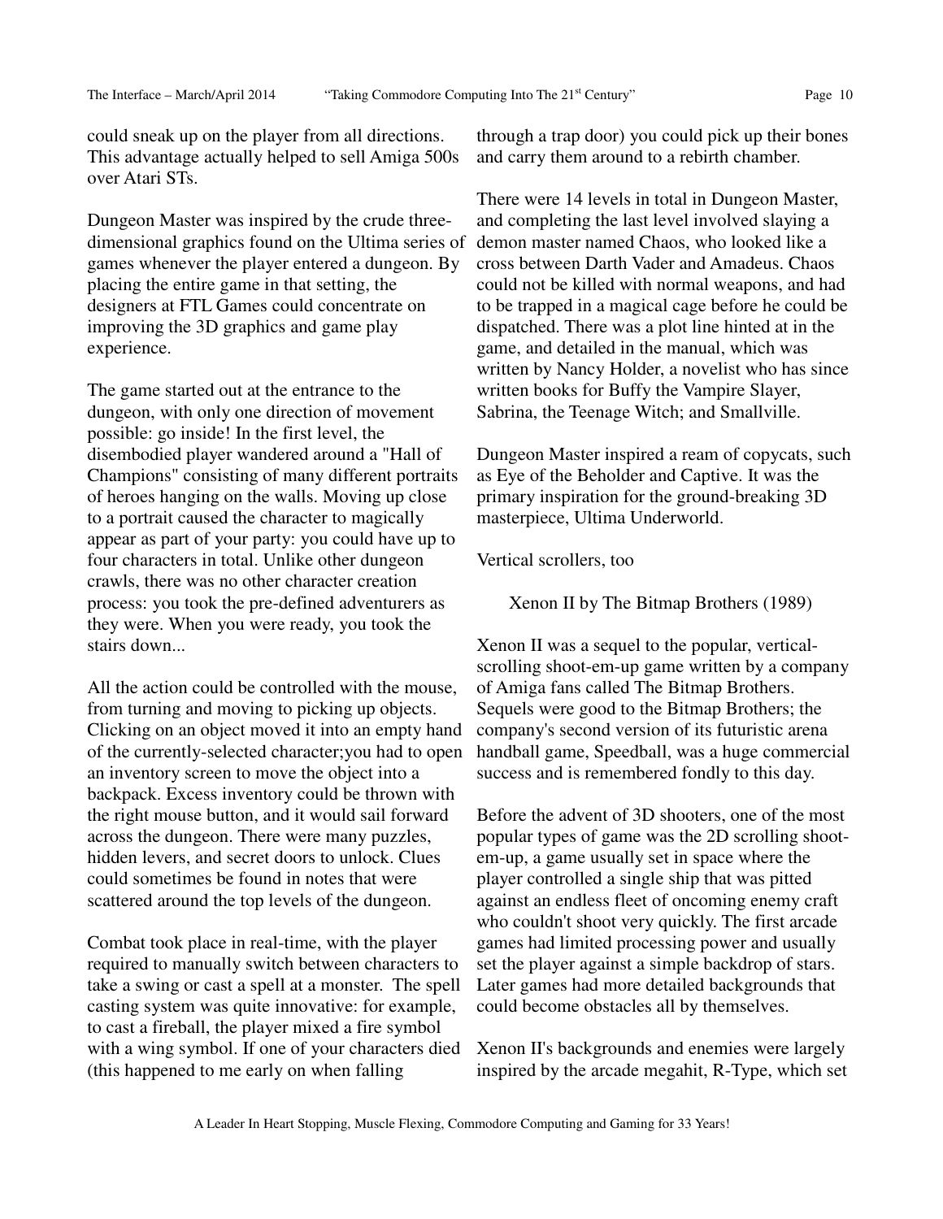could sneak up on the player from all directions. This advantage actually helped to sell Amiga 500s over Atari STs.

Dungeon Master was inspired by the crude three-dimensional graphics found on the Ultima series of games whenever the player entered a dungeon. By placing the entire game in that setting, the designers at FTL Games could concentrate on improving the 3D graphics and game play experience.

The game started out at the entrance to the dungeon, with only one direction of movement possible: go inside! In the first level, the disembodied player wandered around a "Hall of Champions" consisting of many different portraits of heroes hanging on the walls. Moving up close to a portrait caused the character to magically appear as part of your party: you could have up to four characters in total. Unlike other dungeon crawls, there was no other character creation process: you took the pre-defined adventurers as they were. When you were ready, you took the stairs down...

All the action could be controlled with the mouse, from turning and moving to picking up objects. Clicking on an object moved it into an empty hand of the currently-selected character;you had to open an inventory screen to move the object into a backpack. Excess inventory could be thrown with the right mouse button, and it would sail forward across the dungeon. There were many puzzles, hidden levers, and secret doors to unlock. Clues could sometimes be found in notes that were scattered around the top levels of the dungeon.

Combat took place in real-time, with the player required to manually switch between characters to take a swing or cast a spell at a monster. The spell casting system was quite innovative: for example, to cast a fireball, the player mixed a fire symbol with a wing symbol. If one of your characters died (this happened to me early on when falling through a trap door) you could pick up their bones and carry them around to a rebirth chamber.

There were 14 levels in total in Dungeon Master, and completing the last level involved slaying a demon master named Chaos, who looked like a cross between Darth Vader and Amadeus. Chaos could not be killed with normal weapons, and had to be trapped in a magical cage before he could be dispatched. There was a plot line hinted at in the game, and detailed in the manual, which was written by Nancy Holder, a novelist who has since written books for Buffy the Vampire Slayer, Sabrina, the Teenage Witch; and Smallville.

Dungeon Master inspired a ream of copycats, such as Eye of the Beholder and Captive. It was the primary inspiration for the ground-breaking 3D masterpiece, Ultima Underworld.

Vertical scrollers, too

Xenon II by The Bitmap Brothers (1989)

Xenon II was a sequel to the popular, vertical-scrolling shoot-em-up game written by a company of Amiga fans called The Bitmap Brothers. Sequels were good to the Bitmap Brothers; the company's second version of its futuristic arena handball game, Speedball, was a huge commercial success and is remembered fondly to this day.

Before the advent of 3D shooters, one of the most popular types of game was the 2D scrolling shoot-em-up, a game usually set in space where the player controlled a single ship that was pitted against an endless fleet of oncoming enemy craft who couldn't shoot very quickly. The first arcade games had limited processing power and usually set the player against a simple backdrop of stars. Later games had more detailed backgrounds that could become obstacles all by themselves.

Xenon II's backgrounds and enemies were largely inspired by the arcade megahit, R-Type, which set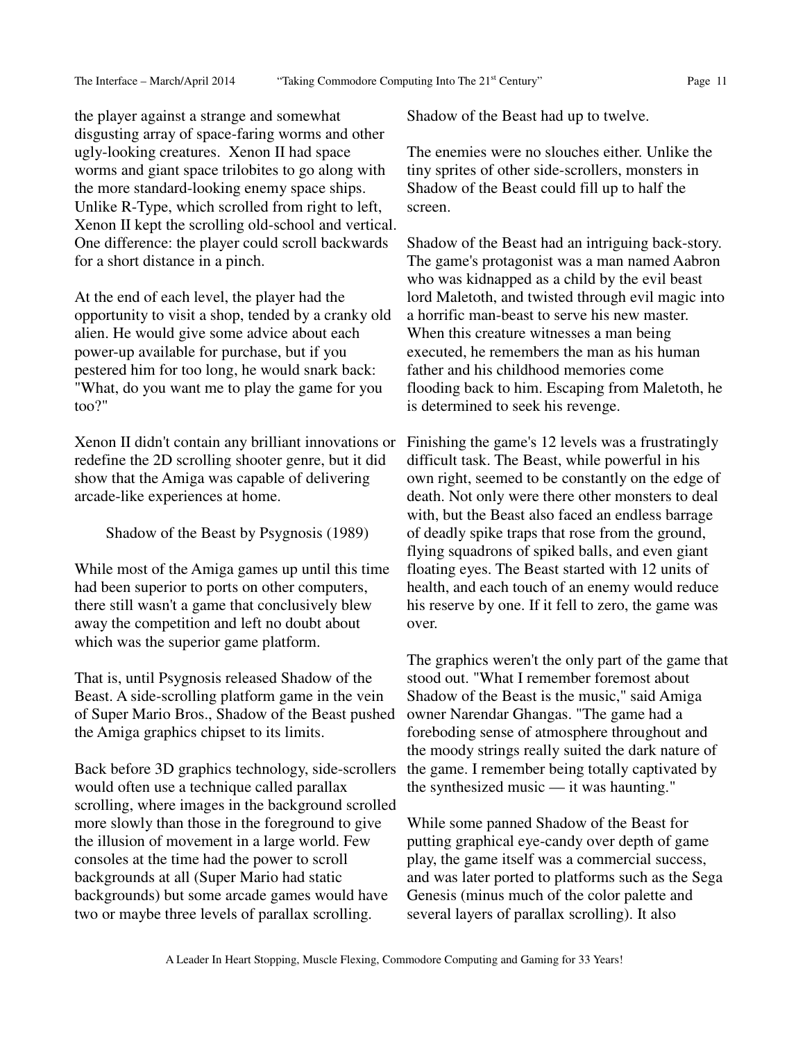the player against a strange and somewhat disgusting array of space-faring worms and other ugly-looking creatures. Xenon II had space worms and giant space trilobites to go along with the more standard-looking enemy space ships. Unlike R-Type, which scrolled from right to left, Xenon II kept the scrolling old-school and vertical. One difference: the player could scroll backwards for a short distance in a pinch.

At the end of each level, the player had the opportunity to visit a shop, tended by a cranky old alien. He would give some advice about each power-up available for purchase, but if you pestered him for too long, he would snark back: "What, do you want me to play the game for you too?"

Xenon II didn't contain any brilliant innovations or redefine the 2D scrolling shooter genre, but it did show that the Amiga was capable of delivering arcade-like experiences at home.

## Shadow of the Beast by Psygnosis (1989)

While most of the Amiga games up until this time had been superior to ports on other computers, there still wasn't a game that conclusively blew away the competition and left no doubt about which was the superior game platform.

That is, until Psygnosis released Shadow of the Beast. A side-scrolling platform game in the vein of Super Mario Bros., Shadow of the Beast pushed the Amiga graphics chipset to its limits.

Back before 3D graphics technology, side-scrollers would often use a technique called parallax scrolling, where images in the background scrolled more slowly than those in the foreground to give the illusion of movement in a large world. Few consoles at the time had the power to scroll backgrounds at all (Super Mario had static backgrounds) but some arcade games would have two or maybe three levels of parallax scrolling. Shadow of the Beast had up to twelve.

The enemies were no slouches either. Unlike the tiny sprites of other side-scrollers, monsters in Shadow of the Beast could fill up to half the screen.

Shadow of the Beast had an intriguing back-story. The game's protagonist was a man named Aabron who was kidnapped as a child by the evil beast lord Maletoth, and twisted through evil magic into a horrific man-beast to serve his new master. When this creature witnesses a man being executed, he remembers the man as his human father and his childhood memories come flooding back to him. Escaping from Maletoth, he is determined to seek his revenge.

Finishing the game's 12 levels was a frustratingly difficult task. The Beast, while powerful in his own right, seemed to be constantly on the edge of death. Not only were there other monsters to deal with, but the Beast also faced an endless barrage of deadly spike traps that rose from the ground, flying squadrons of spiked balls, and even giant floating eyes. The Beast started with 12 units of health, and each touch of an enemy would reduce his reserve by one. If it fell to zero, the game was over.

The graphics weren't the only part of the game that stood out. "What I remember foremost about Shadow of the Beast is the music," said Amiga owner Narendar Ghangas. "The game had a foreboding sense of atmosphere throughout and the moody strings really suited the dark nature of the game. I remember being totally captivated by the synthesized music — it was haunting."

While some panned Shadow of the Beast for putting graphical eye-candy over depth of game play, the game itself was a commercial success, and was later ported to platforms such as the Sega Genesis (minus much of the color palette and several layers of parallax scrolling). It also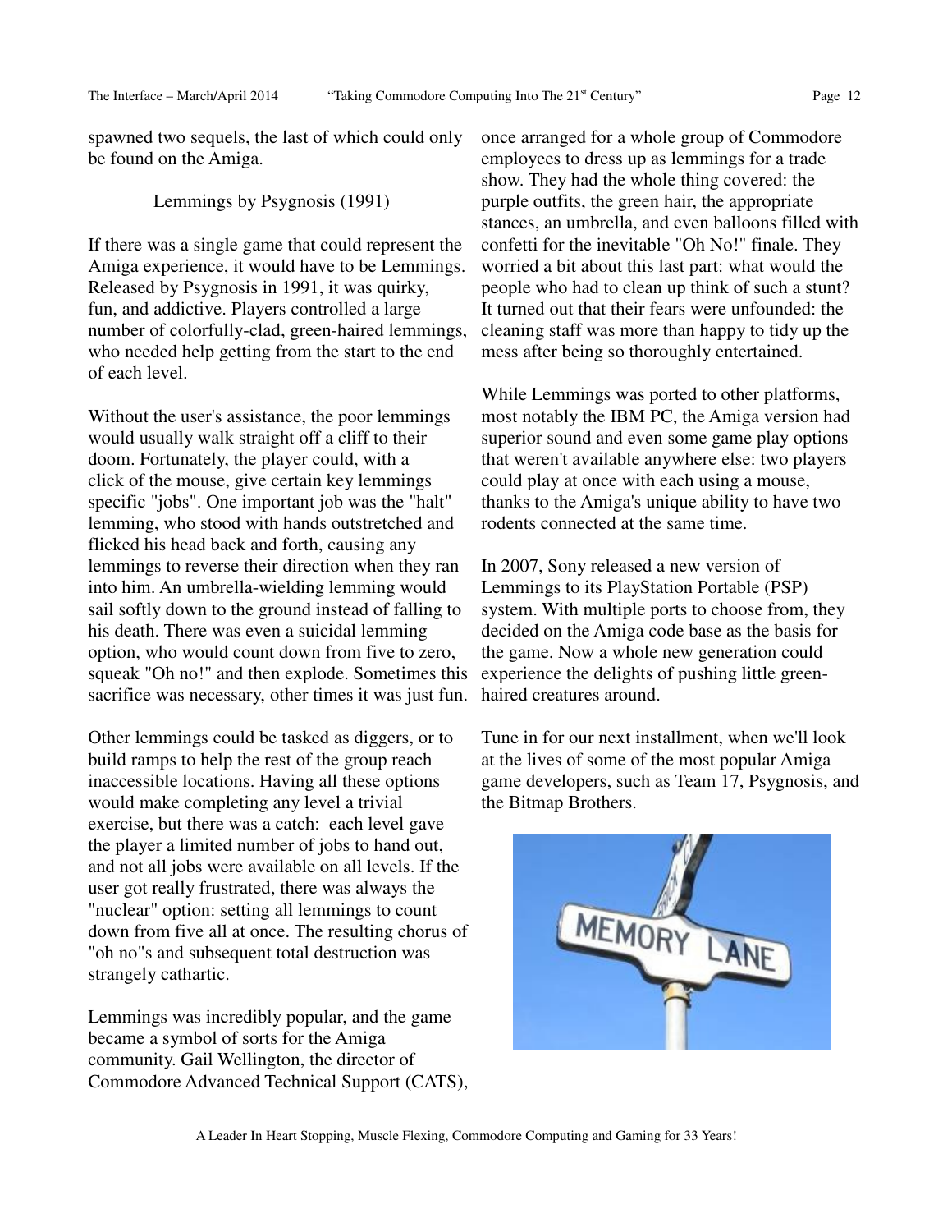spawned two sequels, the last of which could only be found on the Amiga.

## Lemmings by Psygnosis (1991)

If there was a single game that could represent the Amiga experience, it would have to be Lemmings. Released by Psygnosis in 1991, it was quirky, fun, and addictive. Players controlled a large number of colorfully-clad, green-haired lemmings, who needed help getting from the start to the end of each level.

Without the user's assistance, the poor lemmings would usually walk straight off a cliff to their doom. Fortunately, the player could, with a click of the mouse, give certain key lemmings specific "jobs". One important job was the "halt" lemming, who stood with hands outstretched and flicked his head back and forth, causing any lemmings to reverse their direction when they ran into him. An umbrella-wielding lemming would sail softly down to the ground instead of falling to his death. There was even a suicidal lemming option, who would count down from five to zero, squeak "Oh no!" and then explode. Sometimes this sacrifice was necessary, other times it was just fun.

Other lemmings could be tasked as diggers, or to build ramps to help the rest of the group reach inaccessible locations. Having all these options would make completing any level a trivial exercise, but there was a catch: each level gave the player a limited number of jobs to hand out, and not all jobs were available on all levels. If the user got really frustrated, there was always the "nuclear" option: setting all lemmings to count down from five all at once. The resulting chorus of "oh no"s and subsequent total destruction was strangely cathartic.

Lemmings was incredibly popular, and the game became a symbol of sorts for the Amiga community. Gail Wellington, the director of Commodore Advanced Technical Support (CATS), once arranged for a whole group of Commodore employees to dress up as lemmings for a trade show. They had the whole thing covered: the purple outfits, the green hair, the appropriate stances, an umbrella, and even balloons filled with confetti for the inevitable "Oh No!" finale. They worried a bit about this last part: what would the people who had to clean up think of such a stunt? It turned out that their fears were unfounded: the cleaning staff was more than happy to tidy up the mess after being so thoroughly entertained.

While Lemmings was ported to other platforms, most notably the IBM PC, the Amiga version had superior sound and even some game play options that weren't available anywhere else: two players could play at once with each using a mouse, thanks to the Amiga's unique ability to have two rodents connected at the same time.

In 2007, Sony released a new version of Lemmings to its PlayStation Portable (PSP) system. With multiple ports to choose from, they decided on the Amiga code base as the basis for the game. Now a whole new generation could experience the delights of pushing little green-haired creatures around.

Tune in for our next installment, when we'll look at the lives of some of the most popular Amiga game developers, such as Team 17, Psygnosis, and the Bitmap Brothers.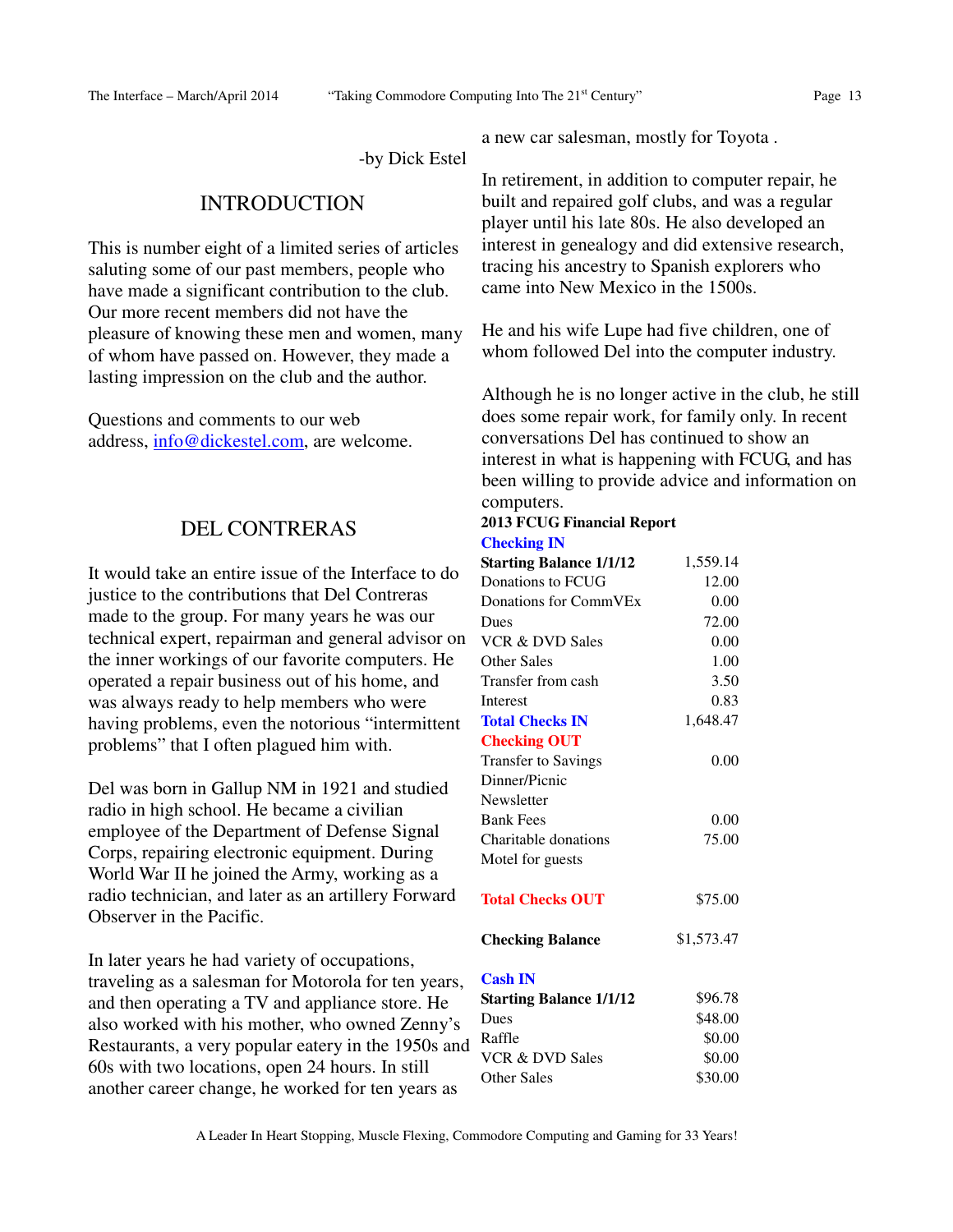-by Dick Estel

## INTRODUCTION

This is number eight of a limited series of articles saluting some of our past members, people who have made a significant contribution to the club. Our more recent members did not have the pleasure of knowing these men and women, many of whom have passed on. However, they made a lasting impression on the club and the author.

Questions and comments to our web address, info@dickestel.com, are welcome.

## DEL CONTRERAS

It would take an entire issue of the Interface to do justice to the contributions that Del Contreras made to the group. For many years he was our technical expert, repairman and general advisor on the inner workings of our favorite computers. He operated a repair business out of his home, and was always ready to help members who were having problems, even the notorious "intermittent problems" that I often plagued him with.

Del was born in Gallup NM in 1921 and studied radio in high school. He became a civilian employee of the Department of Defense Signal Corps, repairing electronic equipment. During World War II he joined the Army, working as a radio technician, and later as an artillery Forward Observer in the Pacific.

In later years he had variety of occupations, traveling as a salesman for Motorola for ten years, and then operating a TV and appliance store. He also worked with his mother, who owned Zenny's Restaurants, a very popular eatery in the 1950s and 60s with two locations, open 24 hours. In still another career change, he worked for ten years as a new car salesman, mostly for Toyota .

In retirement, in addition to computer repair, he built and repaired golf clubs, and was a regular player until his late 80s. He also developed an interest in genealogy and did extensive research, tracing his ancestry to Spanish explorers who came into New Mexico in the 1500s.

He and his wife Lupe had five children, one of whom followed Del into the computer industry.

Although he is no longer active in the club, he still does some repair work, for family only. In recent conversations Del has continued to show an interest in what is happening with FCUG, and has been willing to provide advice and information on computers.

**2013 FCUG Financial Report**

| | |
|---|---|
| **Checking IN** | |
| **Starting Balance 1/1/12** | 1,559.14 |
| Donations to FCUG | 12.00 |
| Donations for CommVEx | 0.00 |
| Dues | 72.00 |
| VCR & DVD Sales | 0.00 |
| Other Sales | 1.00 |
| Transfer from cash | 3.50 |
| Interest | 0.83 |
| **Total Checks IN** | 1,648.47 |
| **Checking OUT** | |
| Transfer to Savings | 0.00 |
| Dinner/Picnic | |
| Newsletter | |
| Bank Fees | 0.00 |
| Charitable donations | 75.00 |
| Motel for guests | |
| **Total Checks OUT** | $75.00 |
| **Checking Balance** | $1,573.47 |
| **Cash IN** | |
| **Starting Balance 1/1/12** | $96.78 |
| Dues | $48.00 |
| Raffle | $0.00 |
| VCR & DVD Sales | $0.00 |
| Other Sales | $30.00 |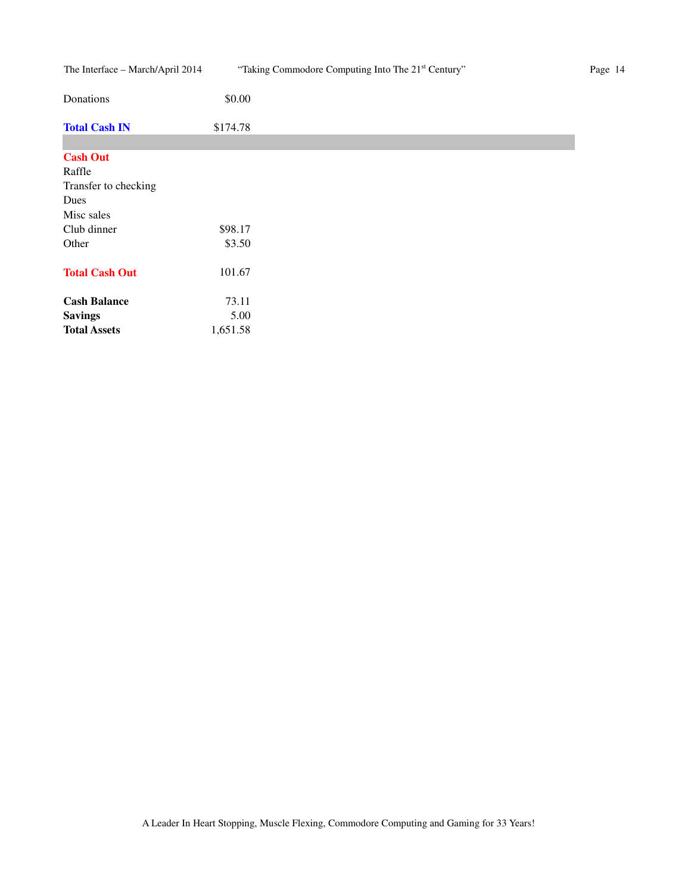| | |
|---|---|
| Donations | $0.00 |
| **Total Cash IN** | $174.78 |
| | |
| **Cash Out** | |
| Raffle | |
| Transfer to checking | |
| Dues | |
| Misc sales | |
| Club dinner | $98.17 |
| Other | $3.50 |
| **Total Cash Out** | 101.67 |
| **Cash Balance** | 73.11 |
| **Savings** | 5.00 |
| **Total Assets** | 1,651.58 |

A Leader In Heart Stopping, Muscle Flexing, Commodore Computing and Gaming for 33 Years!